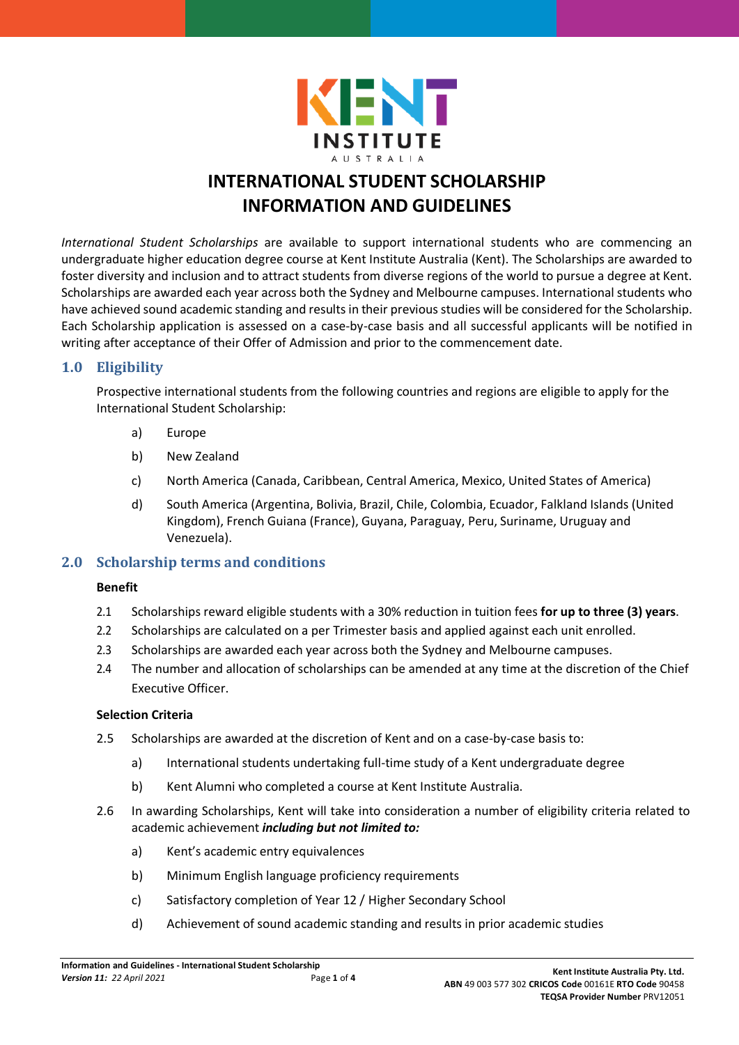# INTERNATIONAL STUDENT SCHOLARSHIP INFORMATION AND GUIDELINES

*International Student Scholarships* are available to support international students who are commencing an undergraduate higher education degree course at Kent Institute Australia (Kent). The Scholarships are awarded to foster diversity and inclusion and to attract students from diverse regions of the world to pursue a degree at Kent. Scholarships are awarded each year across both the Sydney and Melbourne campuses. International students who have achieved sound academic standing and results in their previous studies will be considered for the Scholarship. Each Scholarship application is assessed on a case-by-case basis and all successful applicants will be notified in writing after acceptance of their Offer of Admission and prior to the commencement date.

## 1.0 Eligibility

Prospective international students from the following countries and regions are eligible to apply for the International Student Scholarship:

a) Europe

b) New Zealand

c) North America (Canada, Caribbean, Central America, Mexico, United States of America)

d) South America (Argentina, Bolivia, Brazil, Chile, Colombia, Ecuador, Falkland Islands (United Kingdom), French Guiana (France), Guyana, Paraguay, Peru, Suriname, Uruguay and Venezuela).

## 2.0 Scholarship terms and conditions

**Benefit**

2.1 Scholarships reward eligible students with a 30% reduction in tuition fees **for up to three (3) years**.

2.2 Scholarships are calculated on a per Trimester basis and applied against each unit enrolled.

2.3 Scholarships are awarded each year across both the Sydney and Melbourne campuses.

2.4 The number and allocation of scholarships can be amended at any time at the discretion of the Chief Executive Officer.

**Selection Criteria**

2.5 Scholarships are awarded at the discretion of Kent and on a case-by-case basis to:

a) International students undertaking full-time study of a Kent undergraduate degree

b) Kent Alumni who completed a course at Kent Institute Australia.

2.6 In awarding Scholarships, Kent will take into consideration a number of eligibility criteria related to academic achievement ***including but not limited to:***

a) Kent's academic entry equivalences

b) Minimum English language proficiency requirements

c) Satisfactory completion of Year 12 / Higher Secondary School

d) Achievement of sound academic standing and results in prior academic studies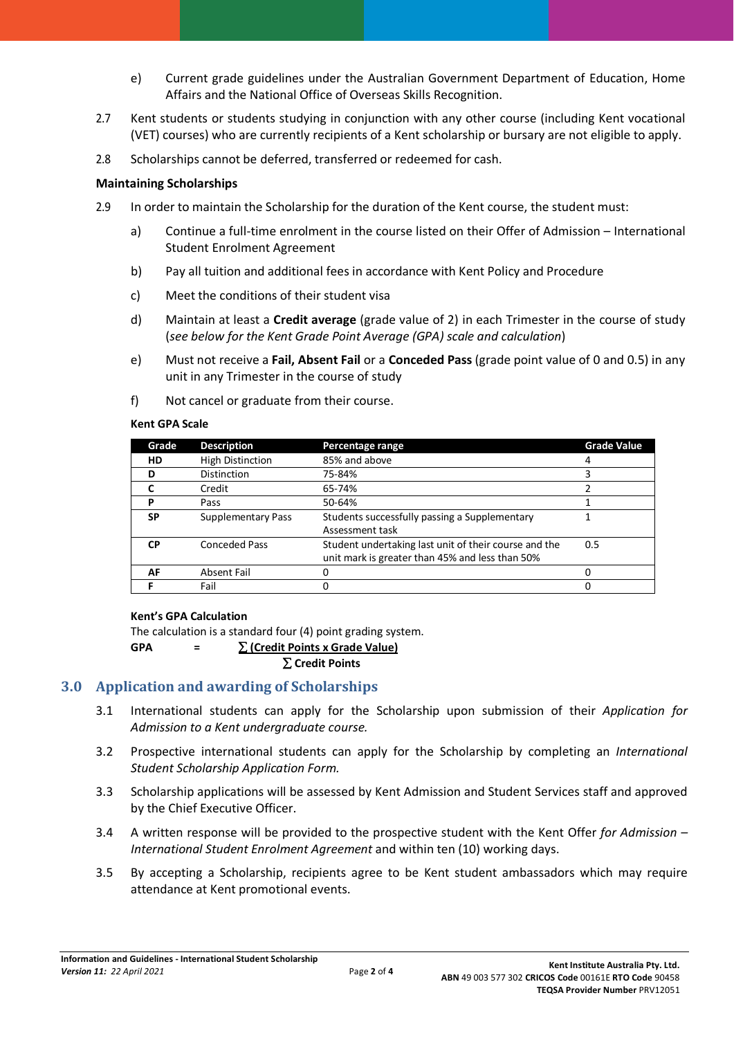e) Current grade guidelines under the Australian Government Department of Education, Home Affairs and the National Office of Overseas Skills Recognition.

2.7 Kent students or students studying in conjunction with any other course (including Kent vocational (VET) courses) who are currently recipients of a Kent scholarship or bursary are not eligible to apply.

2.8 Scholarships cannot be deferred, transferred or redeemed for cash.

**Maintaining Scholarships**

2.9 In order to maintain the Scholarship for the duration of the Kent course, the student must:

a) Continue a full-time enrolment in the course listed on their Offer of Admission – International Student Enrolment Agreement

b) Pay all tuition and additional fees in accordance with Kent Policy and Procedure

c) Meet the conditions of their student visa

d) Maintain at least a **Credit average** (grade value of 2) in each Trimester in the course of study (*see below for the Kent Grade Point Average (GPA) scale and calculation*)

e) Must not receive a **Fail, Absent Fail** or a **Conceded Pass** (grade point value of 0 and 0.5) in any unit in any Trimester in the course of study

f) Not cancel or graduate from their course.

**Kent GPA Scale**

| Grade | Description | Percentage range | Grade Value |
|---|---|---|---|
| **HD** | High Distinction | 85% and above | 4 |
| **D** | Distinction | 75-84% | 3 |
| **C** | Credit | 65-74% | 2 |
| **P** | Pass | 50-64% | 1 |
| **SP** | Supplementary Pass | Students successfully passing a Supplementary Assessment task | 1 |
| **CP** | Conceded Pass | Student undertaking last unit of their course and the unit mark is greater than 45% and less than 50% | 0.5 |
| **AF** | Absent Fail | 0 | 0 |
| **F** | Fail | 0 | 0 |

**Kent's GPA Calculation**

The calculation is a standard four (4) point grading system.

$$\textbf{GPA} = \frac{\sum \textbf{(Credit Points x Grade Value)}}{\sum \textbf{Credit Points}}$$

## 3.0 Application and awarding of Scholarships

3.1 International students can apply for the Scholarship upon submission of their *Application for Admission to a Kent undergraduate course.*

3.2 Prospective international students can apply for the Scholarship by completing an *International Student Scholarship Application Form.*

3.3 Scholarship applications will be assessed by Kent Admission and Student Services staff and approved by the Chief Executive Officer.

3.4 A written response will be provided to the prospective student with the Kent Offer *for Admission – International Student Enrolment Agreement* and within ten (10) working days.

3.5 By accepting a Scholarship, recipients agree to be Kent student ambassadors which may require attendance at Kent promotional events.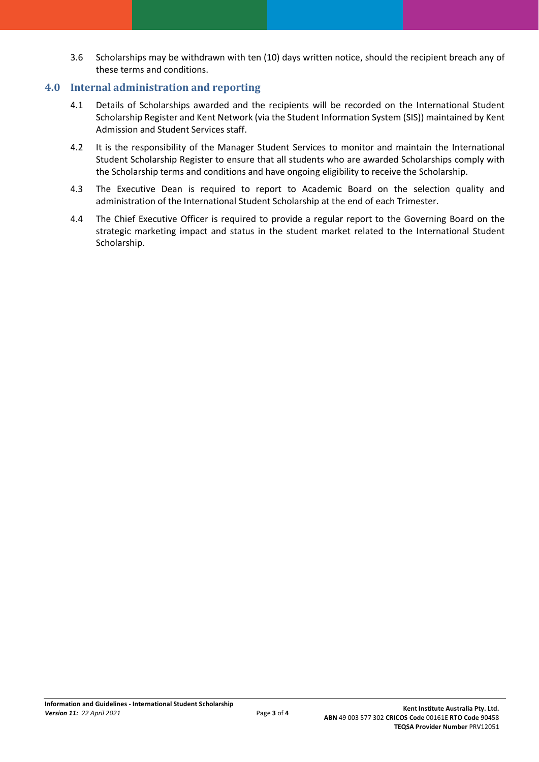3.6 Scholarships may be withdrawn with ten (10) days written notice, should the recipient breach any of these terms and conditions.

## 4.0 Internal administration and reporting

4.1 Details of Scholarships awarded and the recipients will be recorded on the International Student Scholarship Register and Kent Network (via the Student Information System (SIS)) maintained by Kent Admission and Student Services staff.

4.2 It is the responsibility of the Manager Student Services to monitor and maintain the International Student Scholarship Register to ensure that all students who are awarded Scholarships comply with the Scholarship terms and conditions and have ongoing eligibility to receive the Scholarship.

4.3 The Executive Dean is required to report to Academic Board on the selection quality and administration of the International Student Scholarship at the end of each Trimester.

4.4 The Chief Executive Officer is required to provide a regular report to the Governing Board on the strategic marketing impact and status in the student market related to the International Student Scholarship.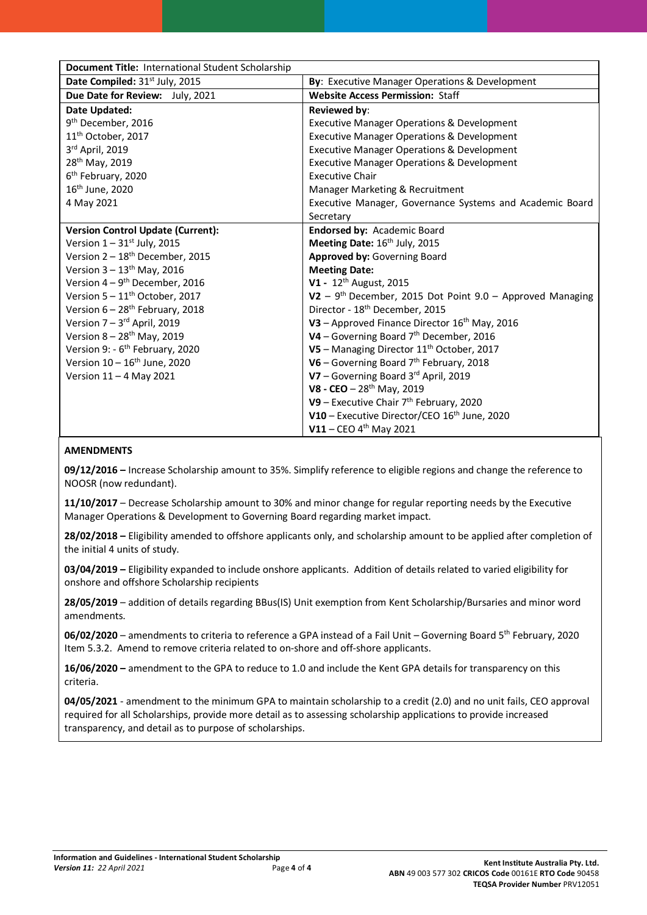| **Document Title:** International Student Scholarship | |
|---|---|
| **Date Compiled:** 31st July, 2015 | **By**: Executive Manager Operations & Development |
| **Due Date for Review:** July, 2021 | **Website Access Permission:** Staff |
| **Date Updated:**<br>9th December, 2016<br>11th October, 2017<br>3rd April, 2019<br>28th May, 2019<br>6th February, 2020<br>16th June, 2020<br>4 May 2021 | **Reviewed by**:<br>Executive Manager Operations & Development<br>Executive Manager Operations & Development<br>Executive Manager Operations & Development<br>Executive Manager Operations & Development<br>Executive Chair<br>Manager Marketing & Recruitment<br>Executive Manager, Governance Systems and Academic Board Secretary |
| **Version Control Update (Current):**<br>Version 1 – 31st July, 2015<br>Version 2 – 18th December, 2015<br>Version 3 – 13th May, 2016<br>Version 4 – 9th December, 2016<br>Version 5 – 11th October, 2017<br>Version 6 – 28th February, 2018<br>Version 7 – 3rd April, 2019<br>Version 8 – 28th May, 2019<br>Version 9: - 6th February, 2020<br>Version 10 – 16th June, 2020<br>Version 11 – 4 May 2021 | **Endorsed by:** Academic Board<br>**Meeting Date:** 16th July, 2015<br>**Approved by:** Governing Board<br>**Meeting Date:**<br>**V1 -** 12th August, 2015<br>**V2** – 9th December, 2015 Dot Point 9.0 – Approved Managing Director - 18th December, 2015<br>**V3** – Approved Finance Director 16th May, 2016<br>**V4** – Governing Board 7th December, 2016<br>**V5** – Managing Director 11th October, 2017<br>**V6** – Governing Board 7th February, 2018<br>**V7** – Governing Board 3rd April, 2019<br>**V8 - CEO** – 28th May, 2019<br>**V9** – Executive Chair 7th February, 2020<br>**V10** – Executive Director/CEO 16th June, 2020<br>**V11** – CEO 4th May 2021 |

**AMENDMENTS**

**09/12/2016 –** Increase Scholarship amount to 35%. Simplify reference to eligible regions and change the reference to NOOSR (now redundant).

**11/10/2017** – Decrease Scholarship amount to 30% and minor change for regular reporting needs by the Executive Manager Operations & Development to Governing Board regarding market impact.

**28/02/2018 –** Eligibility amended to offshore applicants only, and scholarship amount to be applied after completion of the initial 4 units of study.

**03/04/2019 –** Eligibility expanded to include onshore applicants. Addition of details related to varied eligibility for onshore and offshore Scholarship recipients

**28/05/2019** – addition of details regarding BBus(IS) Unit exemption from Kent Scholarship/Bursaries and minor word amendments.

**06/02/2020** – amendments to criteria to reference a GPA instead of a Fail Unit – Governing Board 5th February, 2020 Item 5.3.2. Amend to remove criteria related to on-shore and off-shore applicants.

**16/06/2020 –** amendment to the GPA to reduce to 1.0 and include the Kent GPA details for transparency on this criteria.

**04/05/2021** - amendment to the minimum GPA to maintain scholarship to a credit (2.0) and no unit fails, CEO approval required for all Scholarships, provide more detail as to assessing scholarship applications to provide increased transparency, and detail as to purpose of scholarships.